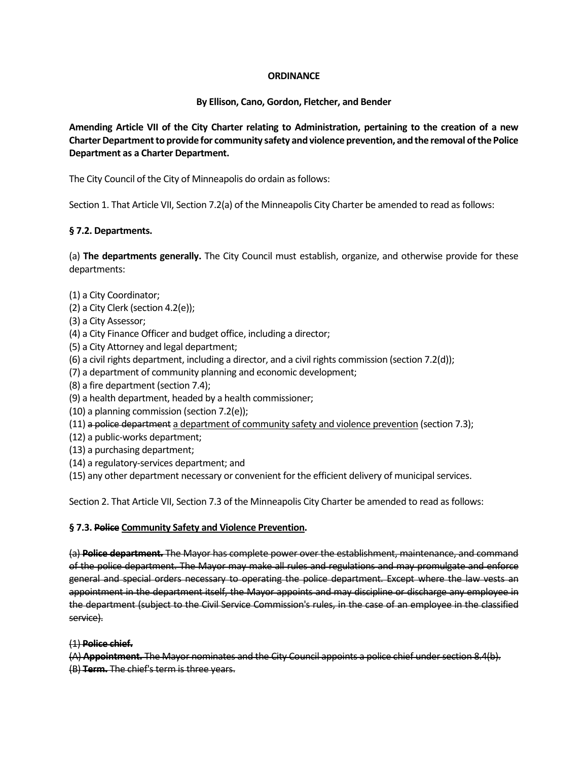**ORDINANCE**

**By Ellison, Cano, Gordon, Fletcher, and Bender**

**Amending Article VII of the City Charter relating to Administration, pertaining to the creation of a new Charter Department to provide for community safety and violence prevention, and the removal of the Police Department as a Charter Department.**

The City Council of the City of Minneapolis do ordain as follows:

Section 1. That Article VII, Section 7.2(a) of the Minneapolis City Charter be amended to read as follows:

**§ 7.2. Departments.**

(a) **The departments generally.** The City Council must establish, organize, and otherwise provide for these departments:

(1) a City Coordinator;
(2) a City Clerk (section 4.2(e));
(3) a City Assessor;
(4) a City Finance Officer and budget office, including a director;
(5) a City Attorney and legal department;
(6) a civil rights department, including a director, and a civil rights commission (section 7.2(d));
(7) a department of community planning and economic development;
(8) a fire department (section 7.4);
(9) a health department, headed by a health commissioner;
(10) a planning commission (section 7.2(e));
(11) ~~a police department~~ <u>a department of community safety and violence prevention</u> (section 7.3);
(12) a public-works department;
(13) a purchasing department;
(14) a regulatory-services department; and
(15) any other department necessary or convenient for the efficient delivery of municipal services.

Section 2. That Article VII, Section 7.3 of the Minneapolis City Charter be amended to read as follows:

**§ 7.3. ~~Police~~ <u>Community Safety and Violence Prevention</u>.**

~~(a) **Police department.** The Mayor has complete power over the establishment, maintenance, and command of the police department. The Mayor may make all rules and regulations and may promulgate and enforce general and special orders necessary to operating the police department. Except where the law vests an appointment in the department itself, the Mayor appoints and may discipline or discharge any employee in the department (subject to the Civil Service Commission's rules, in the case of an employee in the classified service).~~

~~(1) **Police chief.**~~
~~(A) **Appointment.** The Mayor nominates and the City Council appoints a police chief under section 8.4(b).~~
~~(B) **Term.** The chief's term is three years.~~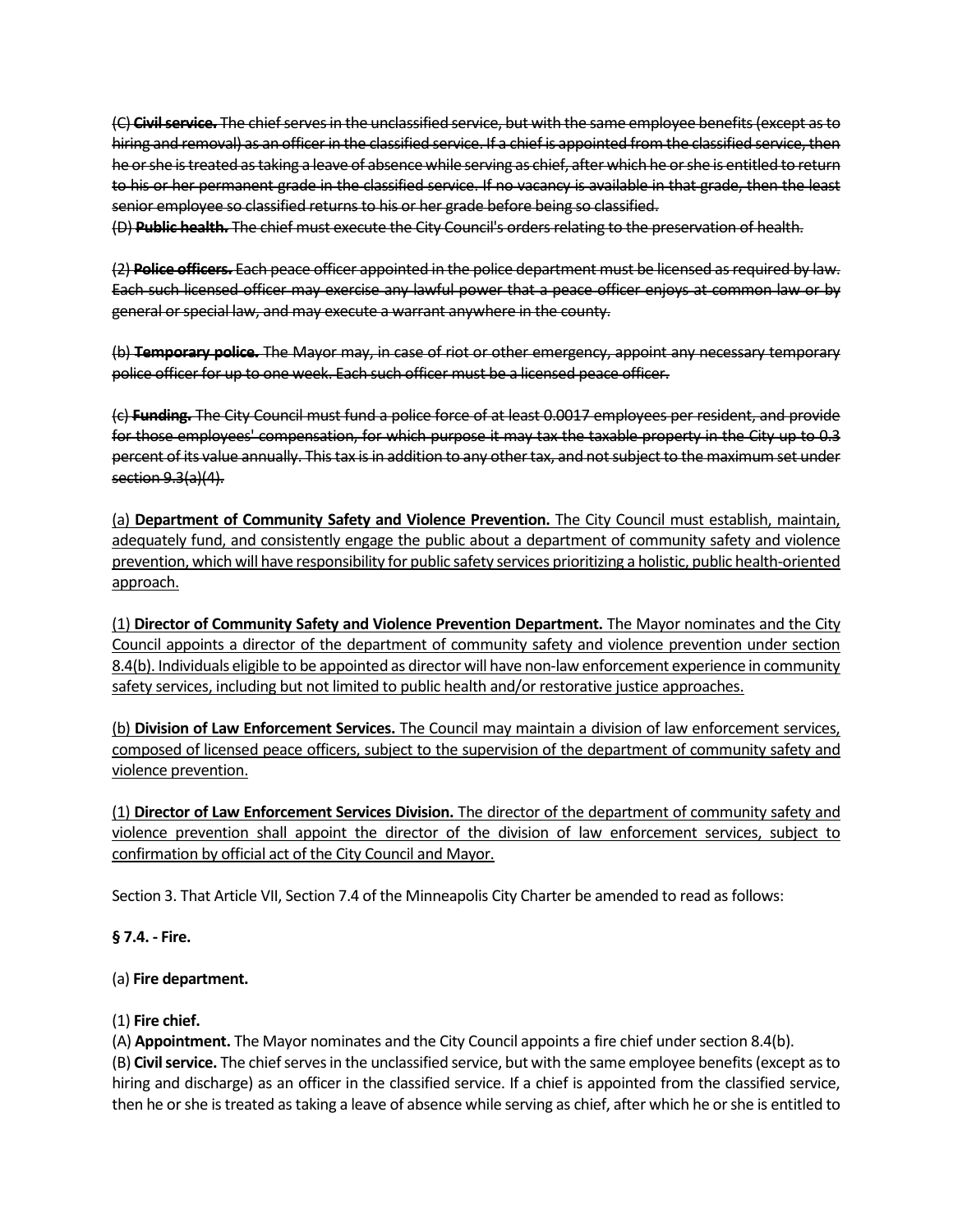~~(C) **Civil service.** The chief serves in the unclassified service, but with the same employee benefits (except as to hiring and removal) as an officer in the classified service. If a chief is appointed from the classified service, then he or she is treated as taking a leave of absence while serving as chief, after which he or she is entitled to return to his or her permanent grade in the classified service. If no vacancy is available in that grade, then the least senior employee so classified returns to his or her grade before being so classified.~~
~~(D) **Public health.** The chief must execute the City Council's orders relating to the preservation of health.~~

~~(2) **Police officers.** Each peace officer appointed in the police department must be licensed as required by law. Each such licensed officer may exercise any lawful power that a peace officer enjoys at common law or by general or special law, and may execute a warrant anywhere in the county.~~

~~(b) **Temporary police.** The Mayor may, in case of riot or other emergency, appoint any necessary temporary police officer for up to one week. Each such officer must be a licensed peace officer.~~

~~(c) **Funding.** The City Council must fund a police force of at least 0.0017 employees per resident, and provide for those employees' compensation, for which purpose it may tax the taxable property in the City up to 0.3 percent of its value annually. This tax is in addition to any other tax, and not subject to the maximum set under section 9.3(a)(4).~~

<u>(a) **Department of Community Safety and Violence Prevention.** The City Council must establish, maintain, adequately fund, and consistently engage the public about a department of community safety and violence prevention, which will have responsibility for public safety services prioritizing a holistic, public health-oriented approach.</u>

<u>(1) **Director of Community Safety and Violence Prevention Department.** The Mayor nominates and the City Council appoints a director of the department of community safety and violence prevention under section 8.4(b). Individuals eligible to be appointed as director will have non-law enforcement experience in community safety services, including but not limited to public health and/or restorative justice approaches.</u>

<u>(b) **Division of Law Enforcement Services.** The Council may maintain a division of law enforcement services, composed of licensed peace officers, subject to the supervision of the department of community safety and violence prevention.</u>

<u>(1) **Director of Law Enforcement Services Division.** The director of the department of community safety and violence prevention shall appoint the director of the division of law enforcement services, subject to confirmation by official act of the City Council and Mayor.</u>

Section 3. That Article VII, Section 7.4 of the Minneapolis City Charter be amended to read as follows:

**§ 7.4. - Fire.**

(a) **Fire department.**

(1) **Fire chief.**
(A) **Appointment.** The Mayor nominates and the City Council appoints a fire chief under section 8.4(b).
(B) **Civil service.** The chief serves in the unclassified service, but with the same employee benefits (except as to hiring and discharge) as an officer in the classified service. If a chief is appointed from the classified service, then he or she is treated as taking a leave of absence while serving as chief, after which he or she is entitled to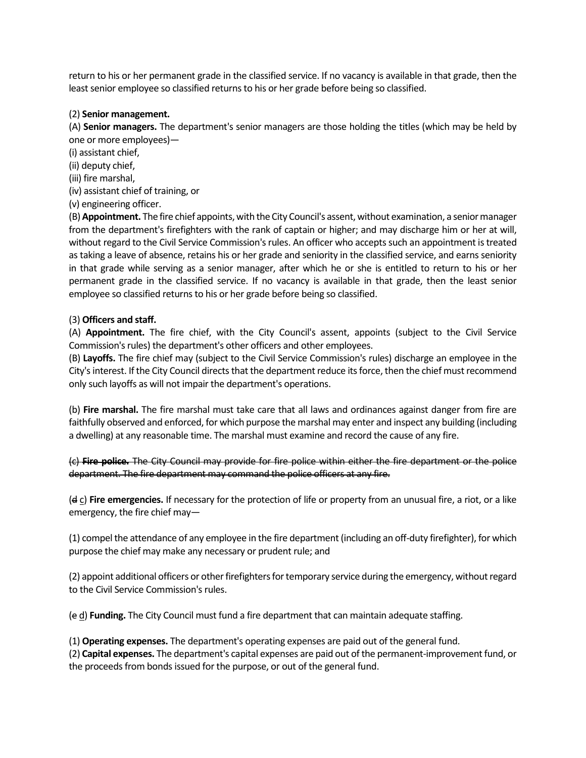return to his or her permanent grade in the classified service. If no vacancy is available in that grade, then the least senior employee so classified returns to his or her grade before being so classified.

(2) **Senior management.**

(A) **Senior managers.** The department's senior managers are those holding the titles (which may be held by one or more employees)—

(i) assistant chief,

(ii) deputy chief,

(iii) fire marshal,

(iv) assistant chief of training, or

(v) engineering officer.

(B) **Appointment.** The fire chief appoints, with the City Council's assent, without examination, a senior manager from the department's firefighters with the rank of captain or higher; and may discharge him or her at will, without regard to the Civil Service Commission's rules. An officer who accepts such an appointment is treated as taking a leave of absence, retains his or her grade and seniority in the classified service, and earns seniority in that grade while serving as a senior manager, after which he or she is entitled to return to his or her permanent grade in the classified service. If no vacancy is available in that grade, then the least senior employee so classified returns to his or her grade before being so classified.

(3) **Officers and staff.**

(A) **Appointment.** The fire chief, with the City Council's assent, appoints (subject to the Civil Service Commission's rules) the department's other officers and other employees.

(B) **Layoffs.** The fire chief may (subject to the Civil Service Commission's rules) discharge an employee in the City's interest. If the City Council directs that the department reduce its force, then the chief must recommend only such layoffs as will not impair the department's operations.

(b) **Fire marshal.** The fire marshal must take care that all laws and ordinances against danger from fire are faithfully observed and enforced, for which purpose the marshal may enter and inspect any building (including a dwelling) at any reasonable time. The marshal must examine and record the cause of any fire.

~~(c) **Fire police.** The City Council may provide for fire police within either the fire department or the police department. The fire department may command the police officers at any fire.~~

(~~d~~ c) **Fire emergencies.** If necessary for the protection of life or property from an unusual fire, a riot, or a like emergency, the fire chief may—

(1) compel the attendance of any employee in the fire department (including an off-duty firefighter), for which purpose the chief may make any necessary or prudent rule; and

(2) appoint additional officers or other firefighters for temporary service during the emergency, without regard to the Civil Service Commission's rules.

(~~e~~ d) **Funding.** The City Council must fund a fire department that can maintain adequate staffing.

(1) **Operating expenses.** The department's operating expenses are paid out of the general fund.

(2) **Capital expenses.** The department's capital expenses are paid out of the permanent-improvement fund, or the proceeds from bonds issued for the purpose, or out of the general fund.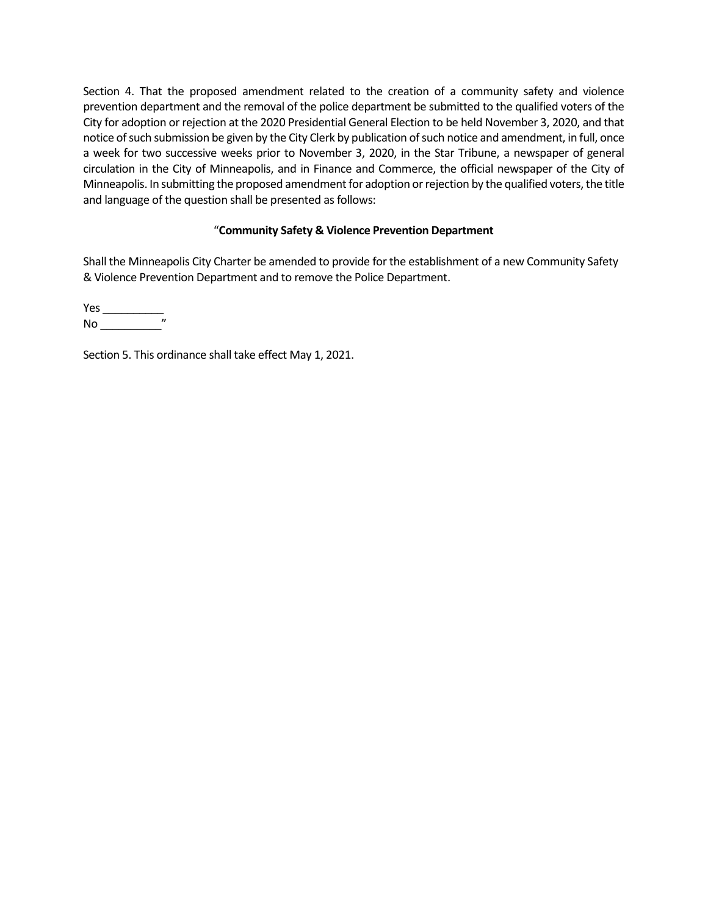Section 4. That the proposed amendment related to the creation of a community safety and violence prevention department and the removal of the police department be submitted to the qualified voters of the City for adoption or rejection at the 2020 Presidential General Election to be held November 3, 2020, and that notice of such submission be given by the City Clerk by publication of such notice and amendment, in full, once a week for two successive weeks prior to November 3, 2020, in the Star Tribune, a newspaper of general circulation in the City of Minneapolis, and in Finance and Commerce, the official newspaper of the City of Minneapolis. In submitting the proposed amendment for adoption or rejection by the qualified voters, the title and language of the question shall be presented as follows:

"**Community Safety & Violence Prevention Department**

Shall the Minneapolis City Charter be amended to provide for the establishment of a new Community Safety & Violence Prevention Department and to remove the Police Department.

Yes __________
No __________"

Section 5. This ordinance shall take effect May 1, 2021.